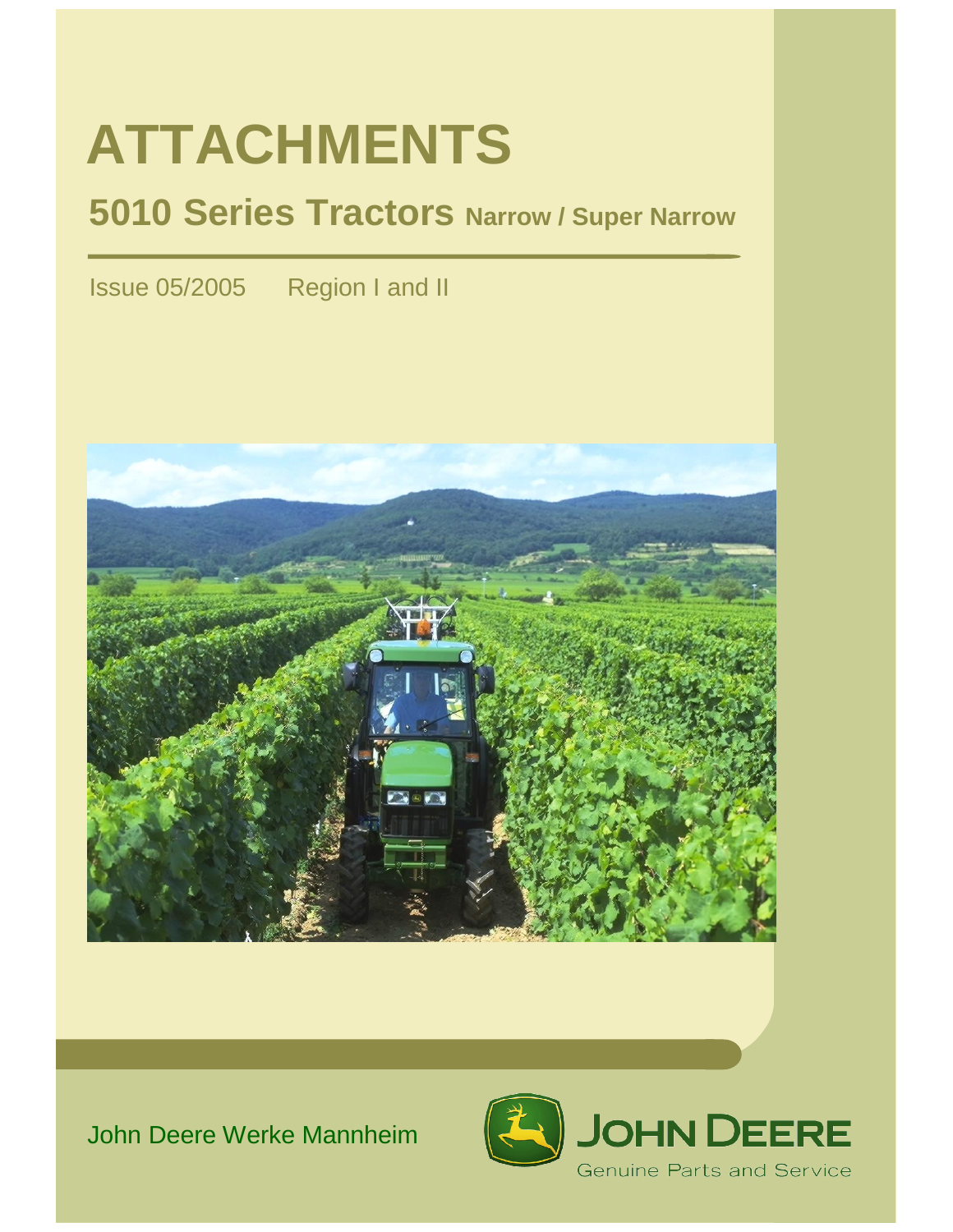# ATTACHMENTS

## 5010 Series Tractors Narrow / Super Narrow

Issue 05/2005 Region I and II

John Deere Werke Mannheim

JOHN DEERE
Genuine Parts and Service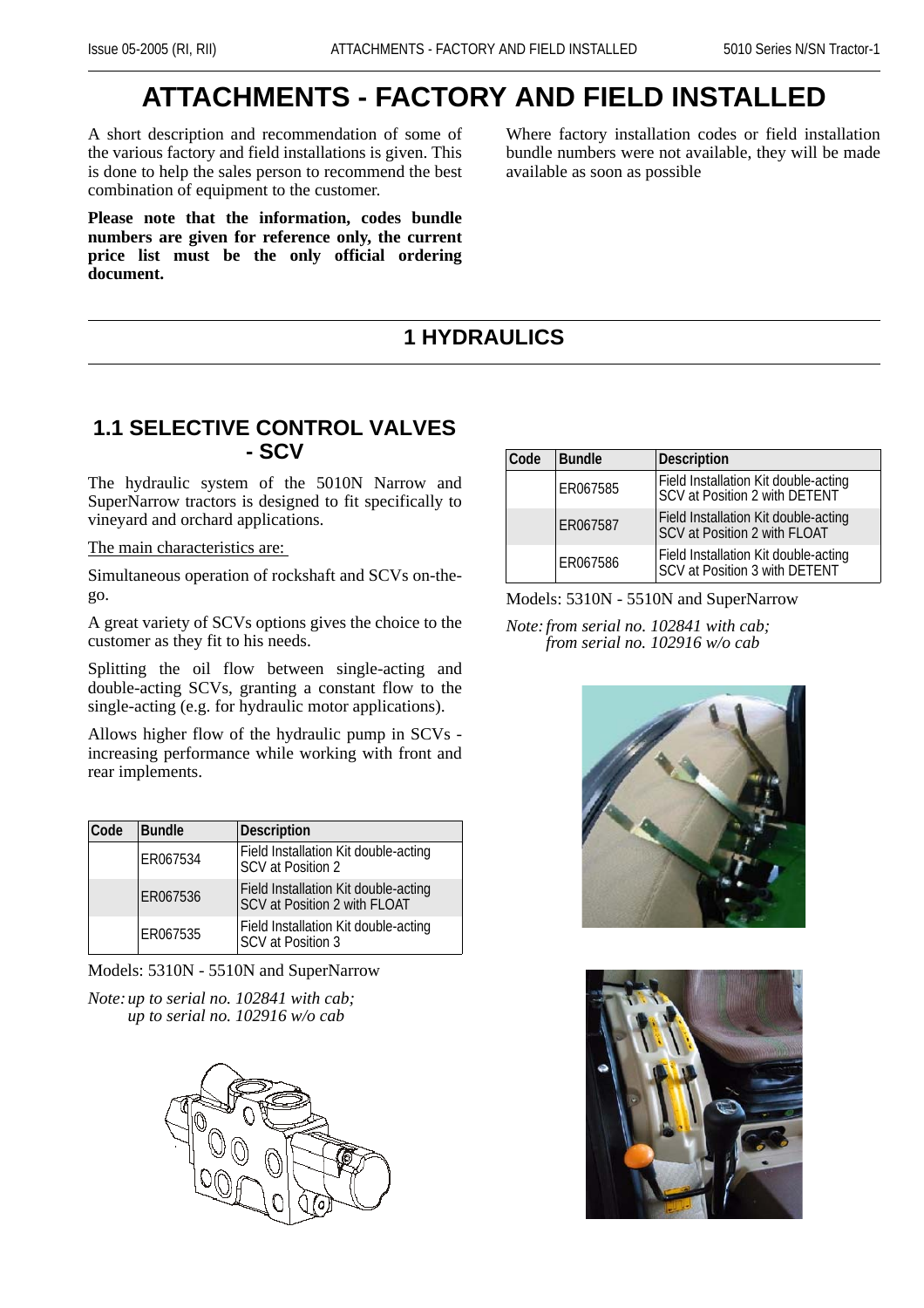# ATTACHMENTS - FACTORY AND FIELD INSTALLED

A short description and recommendation of some of the various factory and field installations is given. This is done to help the sales person to recommend the best combination of equipment to the customer.

**Please note that the information, codes bundle numbers are given for reference only, the current price list must be the only official ordering document.**

Where factory installation codes or field installation bundle numbers were not available, they will be made available as soon as possible

## 1 HYDRAULICS

### 1.1 SELECTIVE CONTROL VALVES - SCV

The hydraulic system of the 5010N Narrow and SuperNarrow tractors is designed to fit specifically to vineyard and orchard applications.

The main characteristics are:

Simultaneous operation of rockshaft and SCVs on-the-go.

A great variety of SCVs options gives the choice to the customer as they fit to his needs.

Splitting the oil flow between single-acting and double-acting SCVs, granting a constant flow to the single-acting (e.g. for hydraulic motor applications).

Allows higher flow of the hydraulic pump in SCVs - increasing performance while working with front and rear implements.

| Code | Bundle | Description |
|---|---|---|
| | ER067534 | Field Installation Kit double-acting SCV at Position 2 |
| | ER067536 | Field Installation Kit double-acting SCV at Position 2 with FLOAT |
| | ER067535 | Field Installation Kit double-acting SCV at Position 3 |

Models: 5310N - 5510N and SuperNarrow

*Note: up to serial no. 102841 with cab; up to serial no. 102916 w/o cab*

| Code | Bundle | Description |
|---|---|---|
| | ER067585 | Field Installation Kit double-acting SCV at Position 2 with DETENT |
| | ER067587 | Field Installation Kit double-acting SCV at Position 2 with FLOAT |
| | ER067586 | Field Installation Kit double-acting SCV at Position 3 with DETENT |

Models: 5310N - 5510N and SuperNarrow

*Note: from serial no. 102841 with cab; from serial no. 102916 w/o cab*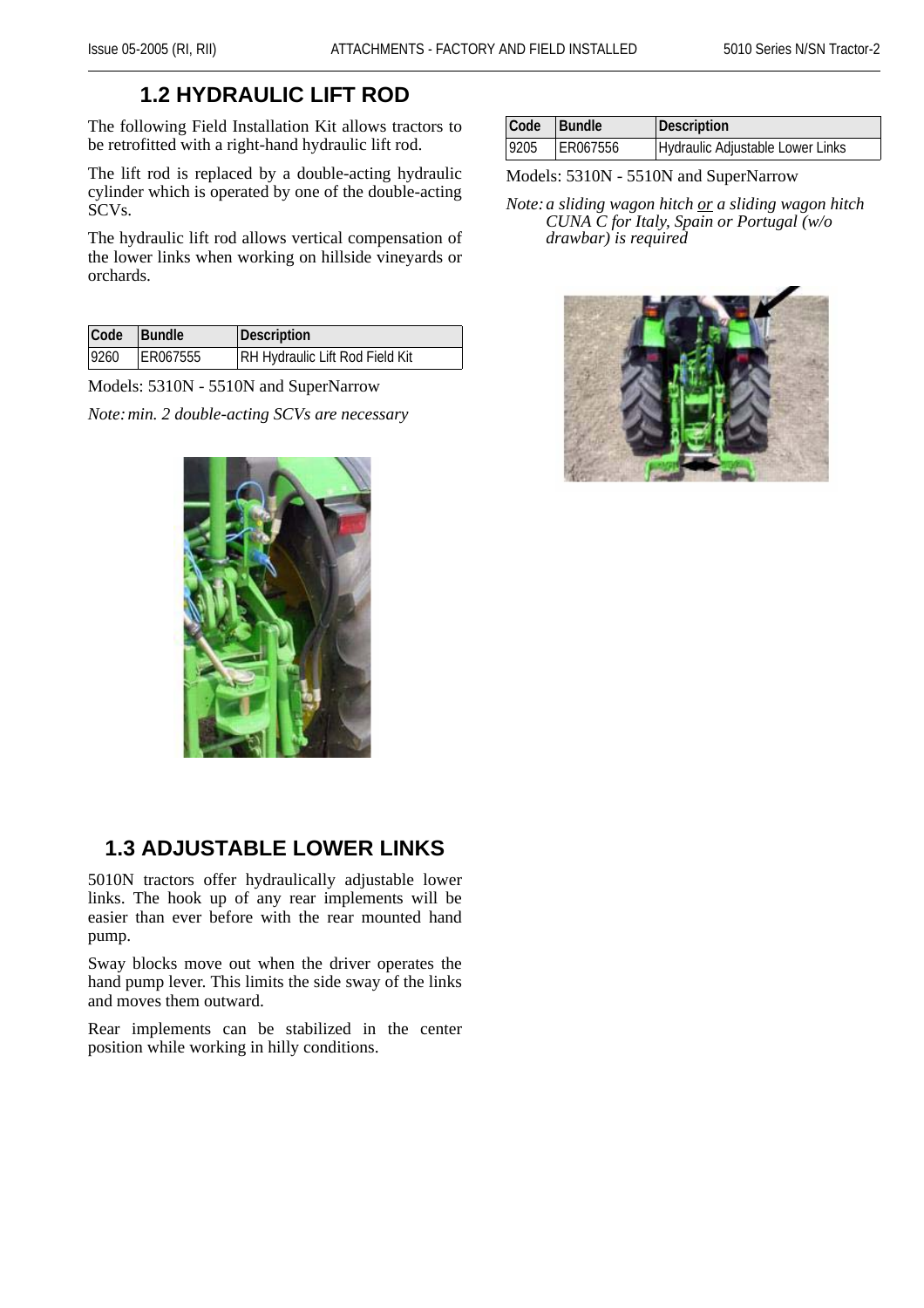## 1.2 HYDRAULIC LIFT ROD

The following Field Installation Kit allows tractors to be retrofitted with a right-hand hydraulic lift rod.

The lift rod is replaced by a double-acting hydraulic cylinder which is operated by one of the double-acting SCVs.

The hydraulic lift rod allows vertical compensation of the lower links when working on hillside vineyards or orchards.

| Code | Bundle | Description |
|---|---|---|
| 9260 | ER067555 | RH Hydraulic Lift Rod Field Kit |

Models: 5310N - 5510N and SuperNarrow

*Note: min. 2 double-acting SCVs are necessary*

## 1.3 ADJUSTABLE LOWER LINKS

5010N tractors offer hydraulically adjustable lower links. The hook up of any rear implements will be easier than ever before with the rear mounted hand pump.

Sway blocks move out when the driver operates the hand pump lever. This limits the side sway of the links and moves them outward.

Rear implements can be stabilized in the center position while working in hilly conditions.

| Code | Bundle | Description |
|---|---|---|
| 9205 | ER067556 | Hydraulic Adjustable Lower Links |

Models: 5310N - 5510N and SuperNarrow

*Note: a sliding wagon hitch or a sliding wagon hitch CUNA C for Italy, Spain or Portugal (w/o drawbar) is required*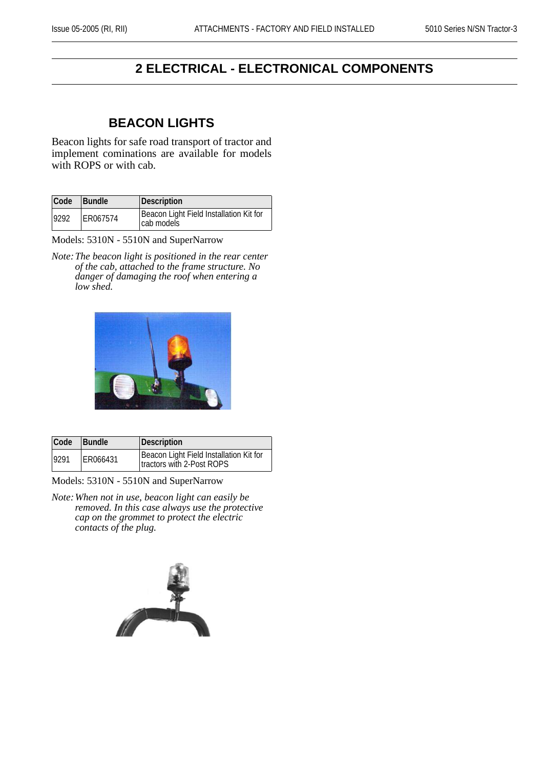# 2 ELECTRICAL - ELECTRONICAL COMPONENTS

## BEACON LIGHTS

Beacon lights for safe road transport of tractor and implement cominations are available for models with ROPS or with cab.

| Code | Bundle | Description |
|---|---|---|
| 9292 | ER067574 | Beacon Light Field Installation Kit for cab models |

Models: 5310N - 5510N and SuperNarrow

*Note: The beacon light is positioned in the rear center of the cab, attached to the frame structure. No danger of damaging the roof when entering a low shed.*

| Code | Bundle | Description |
|---|---|---|
| 9291 | ER066431 | Beacon Light Field Installation Kit for tractors with 2-Post ROPS |

Models: 5310N - 5510N and SuperNarrow

*Note: When not in use, beacon light can easily be removed. In this case always use the protective cap on the grommet to protect the electric contacts of the plug.*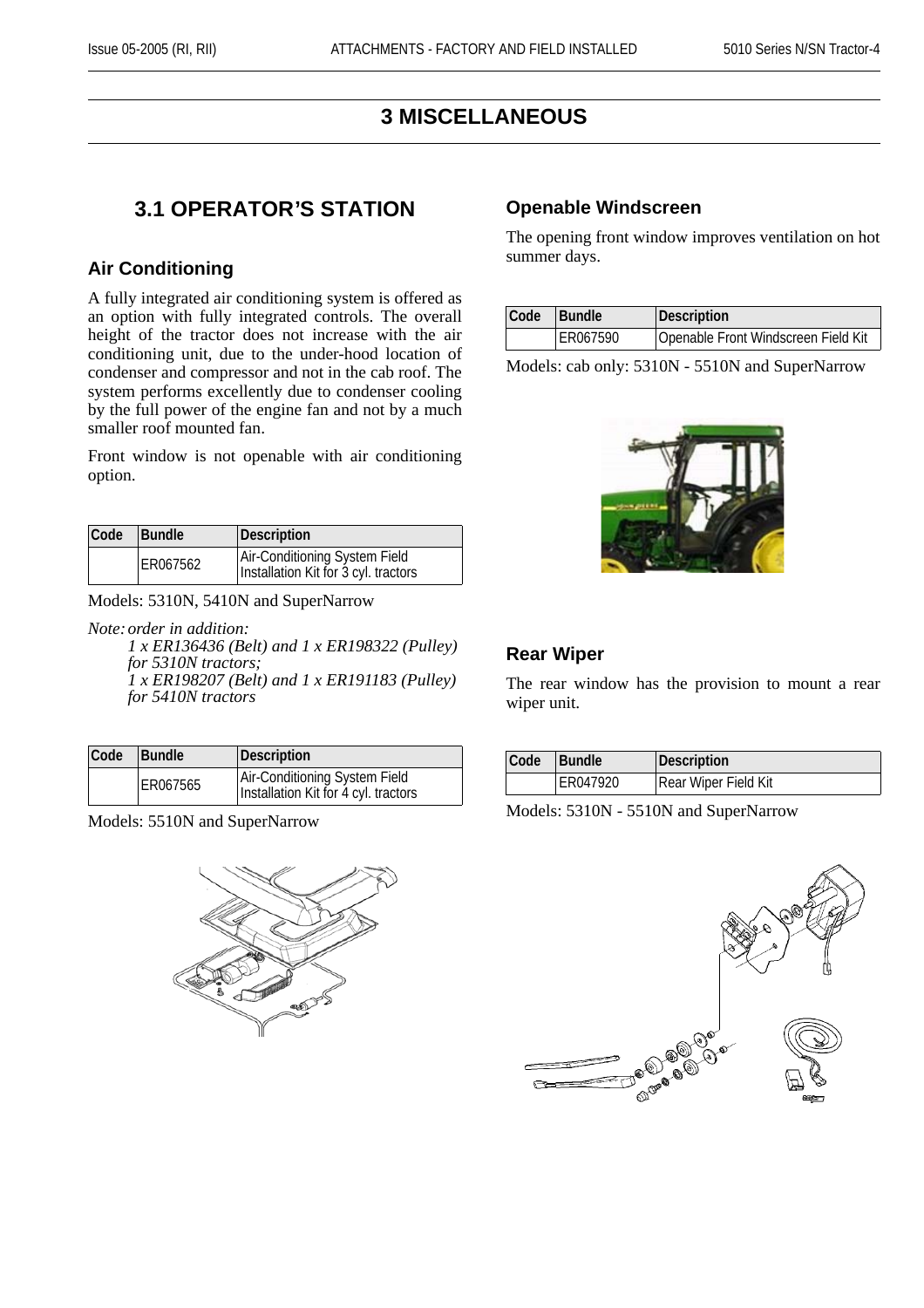# 3 MISCELLANEOUS

## 3.1 OPERATOR'S STATION

### Air Conditioning

A fully integrated air conditioning system is offered as an option with fully integrated controls. The overall height of the tractor does not increase with the air conditioning unit, due to the under-hood location of condenser and compressor and not in the cab roof. The system performs excellently due to condenser cooling by the full power of the engine fan and not by a much smaller roof mounted fan.

Front window is not openable with air conditioning option.

| Code | Bundle | Description |
|---|---|---|
| | ER067562 | Air-Conditioning System Field Installation Kit for 3 cyl. tractors |

Models: 5310N, 5410N and SuperNarrow

*Note: order in addition:*
*1 x ER136436 (Belt) and 1 x ER198322 (Pulley) for 5310N tractors;*
*1 x ER198207 (Belt) and 1 x ER191183 (Pulley) for 5410N tractors*

| Code | Bundle | Description |
|---|---|---|
| | ER067565 | Air-Conditioning System Field Installation Kit for 4 cyl. tractors |

Models: 5510N and SuperNarrow

### Openable Windscreen

The opening front window improves ventilation on hot summer days.

| Code | Bundle | Description |
|---|---|---|
| | ER067590 | Openable Front Windscreen Field Kit |

Models: cab only: 5310N - 5510N and SuperNarrow

### Rear Wiper

The rear window has the provision to mount a rear wiper unit.

| Code | Bundle | Description |
|---|---|---|
| | ER047920 | Rear Wiper Field Kit |

Models: 5310N - 5510N and SuperNarrow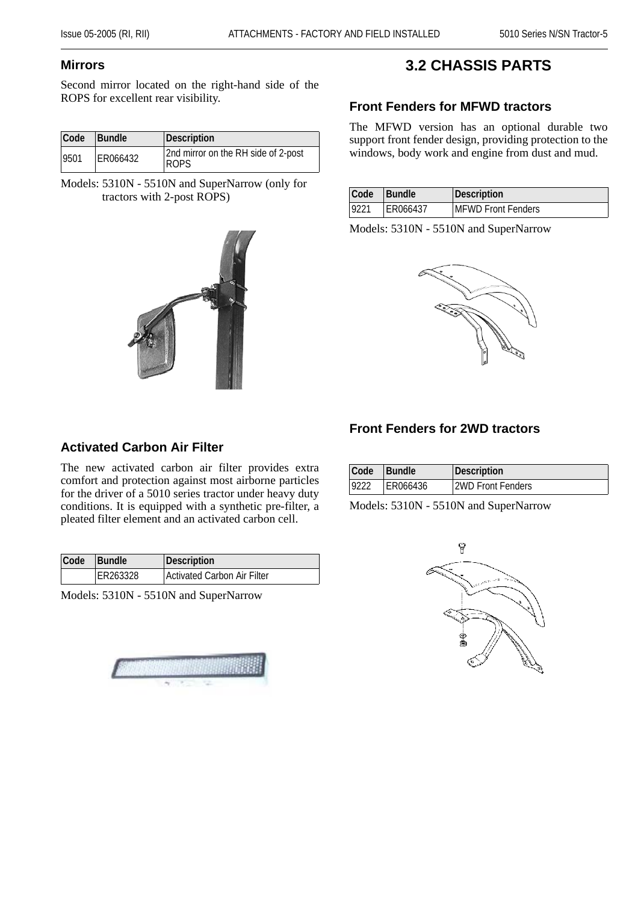## Mirrors

Second mirror located on the right-hand side of the ROPS for excellent rear visibility.

| Code | Bundle | Description |
|---|---|---|
| 9501 | ER066432 | 2nd mirror on the RH side of 2-post ROPS |

Models: 5310N - 5510N and SuperNarrow (only for tractors with 2-post ROPS)

## Activated Carbon Air Filter

The new activated carbon air filter provides extra comfort and protection against most airborne particles for the driver of a 5010 series tractor under heavy duty conditions. It is equipped with a synthetic pre-filter, a pleated filter element and an activated carbon cell.

| Code | Bundle | Description |
|---|---|---|
| | ER263328 | Activated Carbon Air Filter |

Models: 5310N - 5510N and SuperNarrow

# 3.2 CHASSIS PARTS

## Front Fenders for MFWD tractors

The MFWD version has an optional durable two support front fender design, providing protection to the windows, body work and engine from dust and mud.

| Code | Bundle | Description |
|---|---|---|
| 9221 | ER066437 | MFWD Front Fenders |

Models: 5310N - 5510N and SuperNarrow

## Front Fenders for 2WD tractors

| Code | Bundle | Description |
|---|---|---|
| 9222 | ER066436 | 2WD Front Fenders |

Models: 5310N - 5510N and SuperNarrow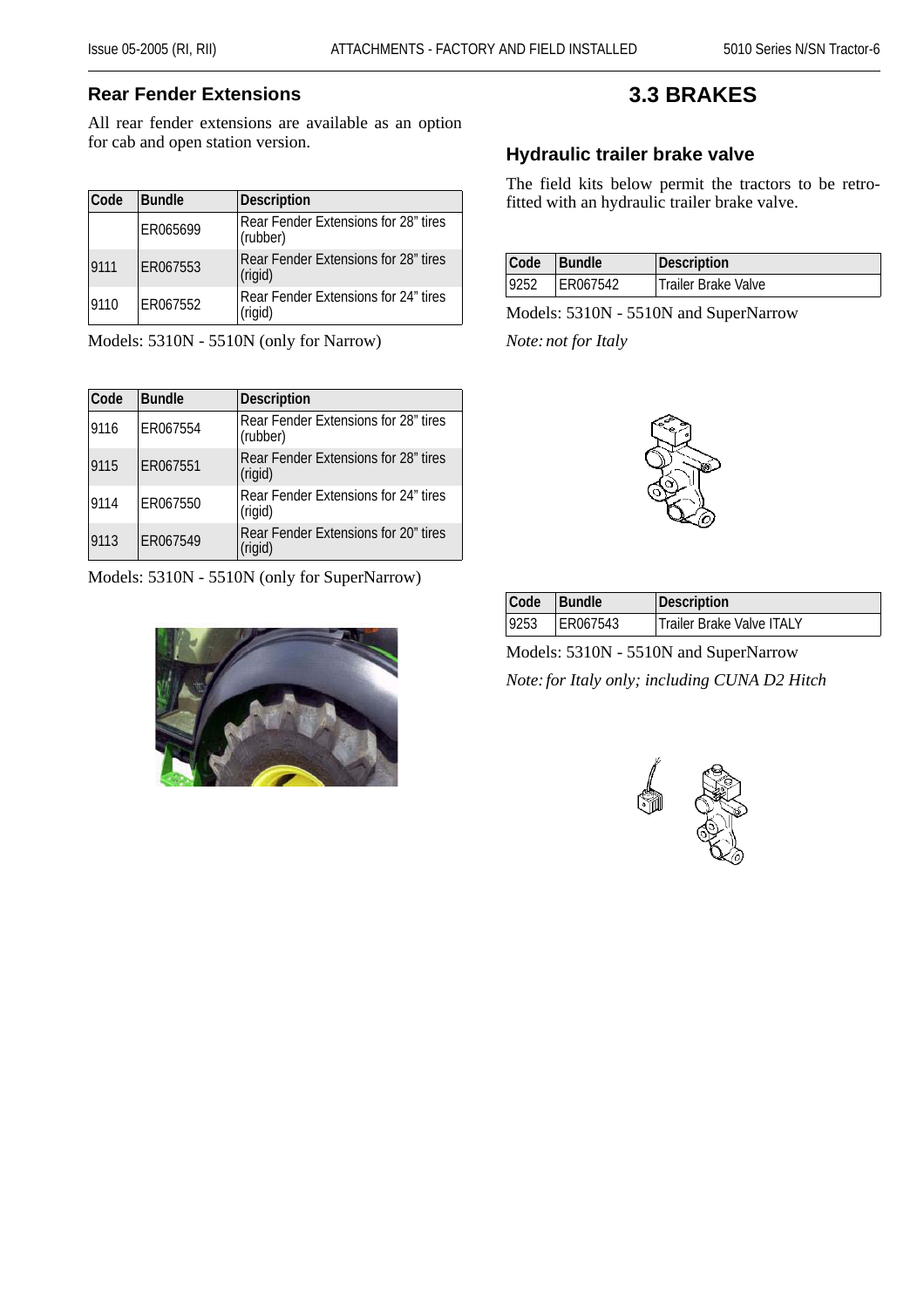## Rear Fender Extensions

All rear fender extensions are available as an option for cab and open station version.

| Code | Bundle | Description |
|---|---|---|
| | ER065699 | Rear Fender Extensions for 28" tires (rubber) |
| 9111 | ER067553 | Rear Fender Extensions for 28" tires (rigid) |
| 9110 | ER067552 | Rear Fender Extensions for 24" tires (rigid) |

Models: 5310N - 5510N (only for Narrow)

| Code | Bundle | Description |
|---|---|---|
| 9116 | ER067554 | Rear Fender Extensions for 28" tires (rubber) |
| 9115 | ER067551 | Rear Fender Extensions for 28" tires (rigid) |
| 9114 | ER067550 | Rear Fender Extensions for 24" tires (rigid) |
| 9113 | ER067549 | Rear Fender Extensions for 20" tires (rigid) |

Models: 5310N - 5510N (only for SuperNarrow)

# 3.3 BRAKES

## Hydraulic trailer brake valve

The field kits below permit the tractors to be retro-fitted with an hydraulic trailer brake valve.

| Code | Bundle | Description |
|---|---|---|
| 9252 | ER067542 | Trailer Brake Valve |

Models: 5310N - 5510N and SuperNarrow

*Note: not for Italy*

| Code | Bundle | Description |
|---|---|---|
| 9253 | ER067543 | Trailer Brake Valve ITALY |

Models: 5310N - 5510N and SuperNarrow

*Note: for Italy only; including CUNA D2 Hitch*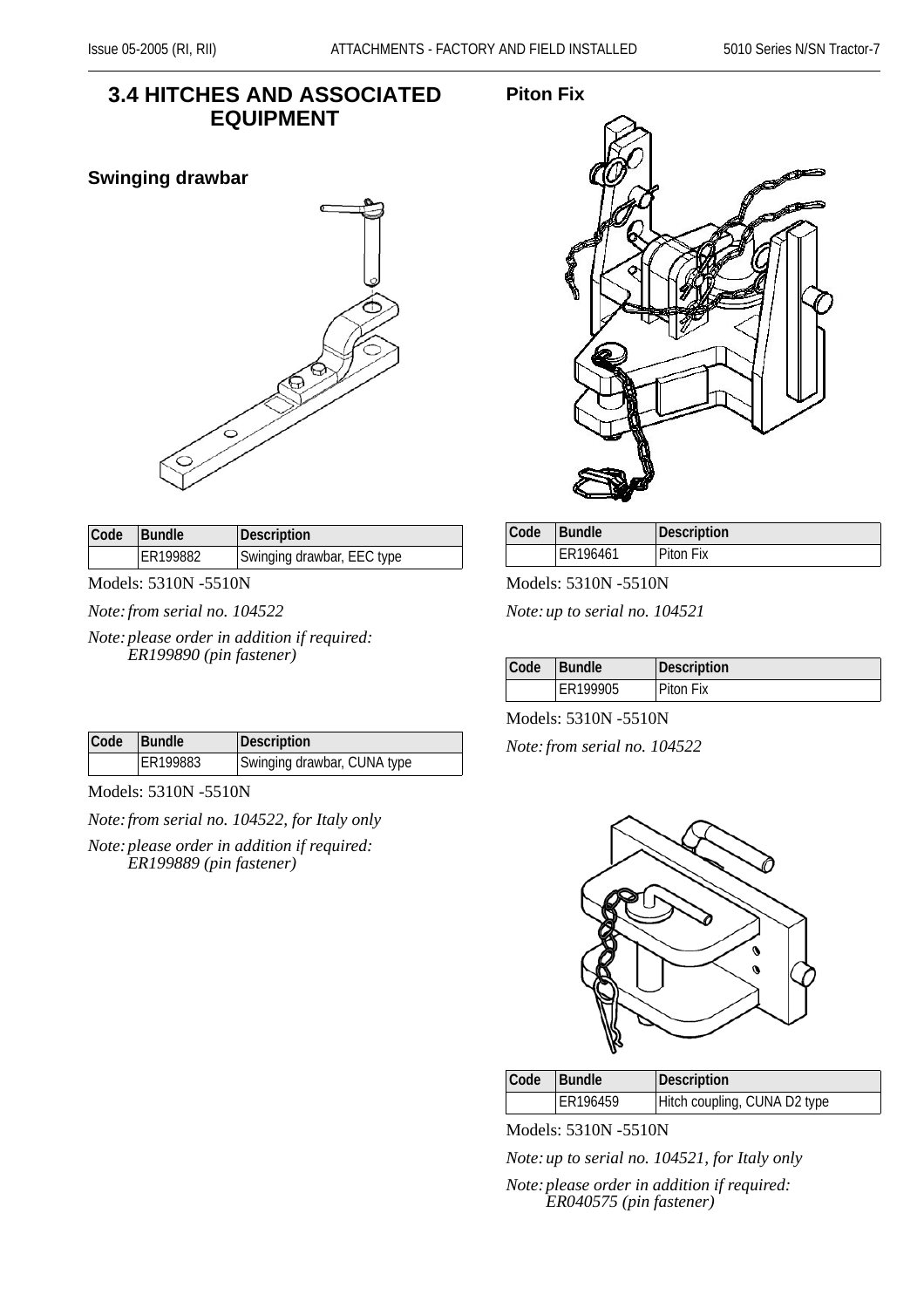## 3.4 HITCHES AND ASSOCIATED EQUIPMENT

### Swinging drawbar

| Code | Bundle | Description |
|---|---|---|
| | ER199882 | Swinging drawbar, EEC type |

Models: 5310N -5510N

*Note: from serial no. 104522*

*Note: please order in addition if required: ER199890 (pin fastener)*

| Code | Bundle | Description |
|---|---|---|
| | ER199883 | Swinging drawbar, CUNA type |

Models: 5310N -5510N

*Note: from serial no. 104522, for Italy only*

*Note: please order in addition if required: ER199889 (pin fastener)*

### Piton Fix

| Code | Bundle | Description |
|---|---|---|
| | ER196461 | Piton Fix |

Models: 5310N -5510N

*Note: up to serial no. 104521*

| Code | Bundle | Description |
|---|---|---|
| | ER199905 | Piton Fix |

Models: 5310N -5510N

*Note: from serial no. 104522*

| Code | Bundle | Description |
|---|---|---|
| | ER196459 | Hitch coupling, CUNA D2 type |

Models: 5310N -5510N

*Note: up to serial no. 104521, for Italy only*

*Note: please order in addition if required: ER040575 (pin fastener)*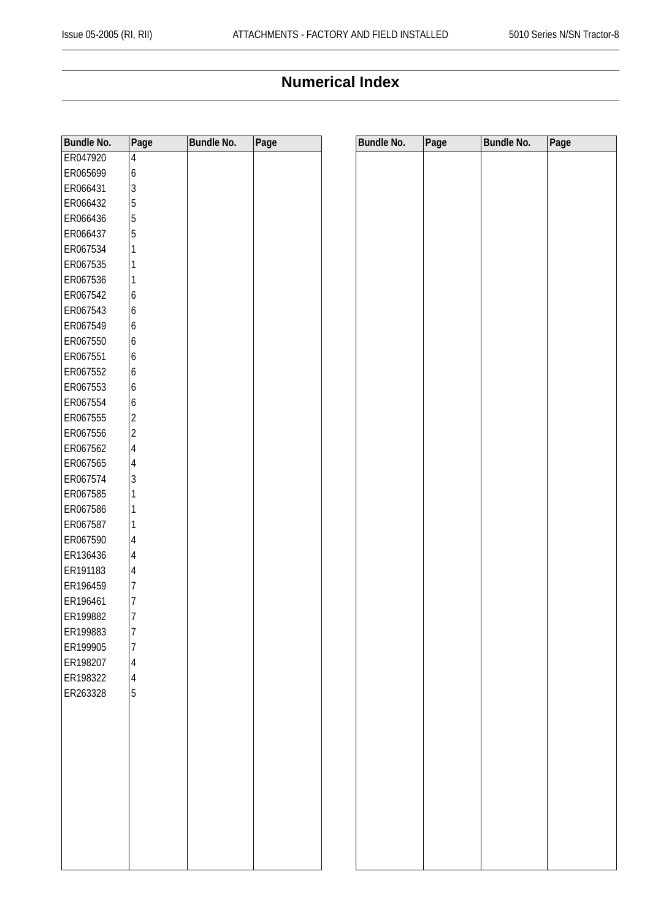# Numerical Index

| Bundle No. | Page | Bundle No. | Page | Bundle No. | Page | Bundle No. | Page |
|---|---|---|---|---|---|---|---|
| ER047920 | 4 | | | | | | |
| ER065699 | 6 | | | | | | |
| ER066431 | 3 | | | | | | |
| ER066432 | 5 | | | | | | |
| ER066436 | 5 | | | | | | |
| ER066437 | 5 | | | | | | |
| ER067534 | 1 | | | | | | |
| ER067535 | 1 | | | | | | |
| ER067536 | 1 | | | | | | |
| ER067542 | 6 | | | | | | |
| ER067543 | 6 | | | | | | |
| ER067549 | 6 | | | | | | |
| ER067550 | 6 | | | | | | |
| ER067551 | 6 | | | | | | |
| ER067552 | 6 | | | | | | |
| ER067553 | 6 | | | | | | |
| ER067554 | 6 | | | | | | |
| ER067555 | 2 | | | | | | |
| ER067556 | 2 | | | | | | |
| ER067562 | 4 | | | | | | |
| ER067565 | 4 | | | | | | |
| ER067574 | 3 | | | | | | |
| ER067585 | 1 | | | | | | |
| ER067586 | 1 | | | | | | |
| ER067587 | 1 | | | | | | |
| ER067590 | 4 | | | | | | |
| ER136436 | 4 | | | | | | |
| ER191183 | 4 | | | | | | |
| ER196459 | 7 | | | | | | |
| ER196461 | 7 | | | | | | |
| ER199882 | 7 | | | | | | |
| ER199883 | 7 | | | | | | |
| ER199905 | 7 | | | | | | |
| ER198207 | 4 | | | | | | |
| ER198322 | 4 | | | | | | |
| ER263328 | 5 | | | | | | |